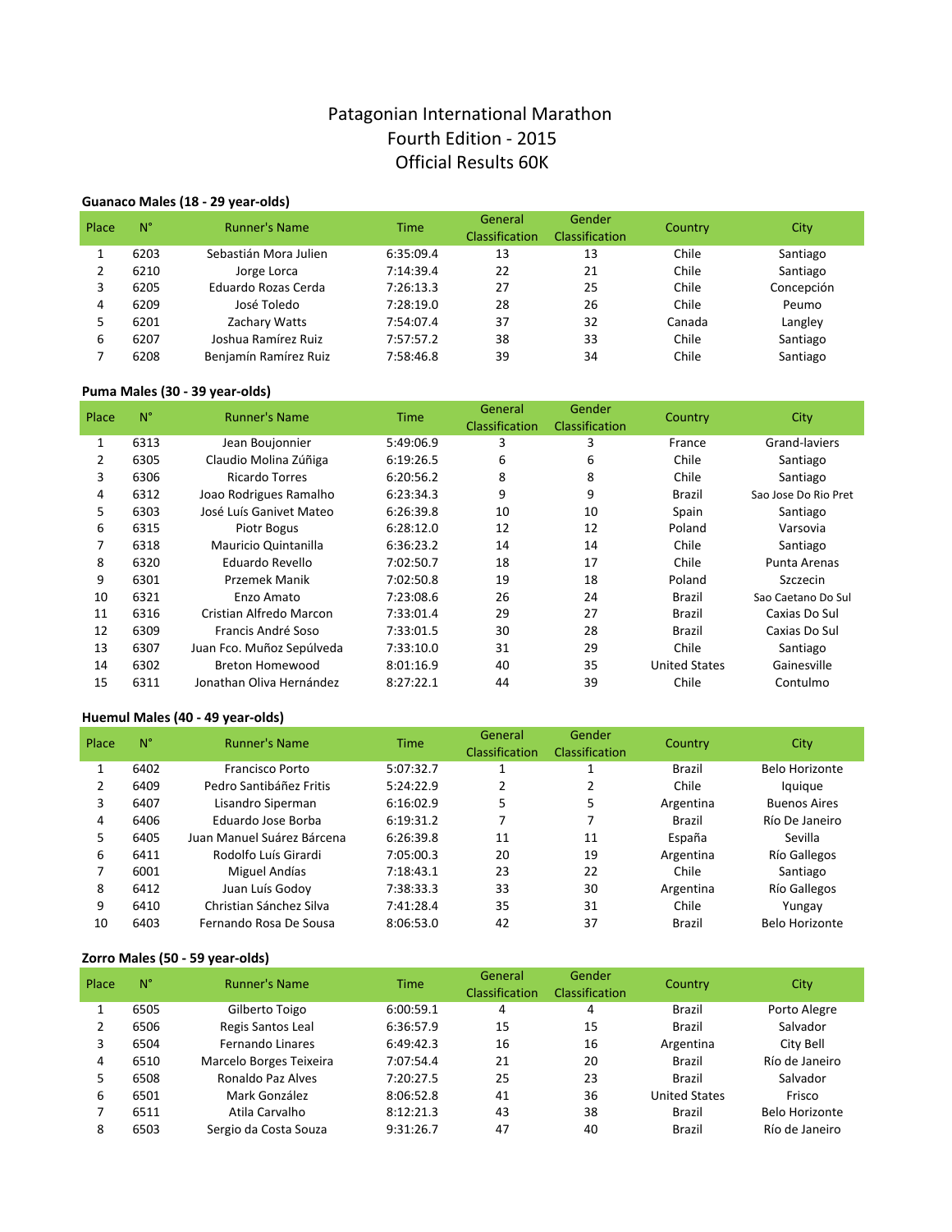# Patagonian International Marathon
# Fourth Edition - 2015
# Official Results 60K

### Guanaco Males (18 - 29 year-olds)

| Place | N° | Runner's Name | Time | General Classification | Gender Classification | Country | City |
|---|---|---|---|---|---|---|---|
| 1 | 6203 | Sebastián Mora Julien | 6:35:09.4 | 13 | 13 | Chile | Santiago |
| 2 | 6210 | Jorge Lorca | 7:14:39.4 | 22 | 21 | Chile | Santiago |
| 3 | 6205 | Eduardo Rozas Cerda | 7:26:13.3 | 27 | 25 | Chile | Concepción |
| 4 | 6209 | José Toledo | 7:28:19.0 | 28 | 26 | Chile | Peumo |
| 5 | 6201 | Zachary Watts | 7:54:07.4 | 37 | 32 | Canada | Langley |
| 6 | 6207 | Joshua Ramírez Ruiz | 7:57:57.2 | 38 | 33 | Chile | Santiago |
| 7 | 6208 | Benjamín Ramírez Ruiz | 7:58:46.8 | 39 | 34 | Chile | Santiago |

### Puma Males (30 - 39 year-olds)

| Place | N° | Runner's Name | Time | General Classification | Gender Classification | Country | City |
|---|---|---|---|---|---|---|---|
| 1 | 6313 | Jean Boujonnier | 5:49:06.9 | 3 | 3 | France | Grand-laviers |
| 2 | 6305 | Claudio Molina Zúñiga | 6:19:26.5 | 6 | 6 | Chile | Santiago |
| 3 | 6306 | Ricardo Torres | 6:20:56.2 | 8 | 8 | Chile | Santiago |
| 4 | 6312 | Joao Rodrigues Ramalho | 6:23:34.3 | 9 | 9 | Brazil | Sao Jose Do Rio Pret |
| 5 | 6303 | José Luís Ganivet Mateo | 6:26:39.8 | 10 | 10 | Spain | Santiago |
| 6 | 6315 | Piotr Bogus | 6:28:12.0 | 12 | 12 | Poland | Varsovia |
| 7 | 6318 | Mauricio Quintanilla | 6:36:23.2 | 14 | 14 | Chile | Santiago |
| 8 | 6320 | Eduardo Revello | 7:02:50.7 | 18 | 17 | Chile | Punta Arenas |
| 9 | 6301 | Przemek Manik | 7:02:50.8 | 19 | 18 | Poland | Szczecin |
| 10 | 6321 | Enzo Amato | 7:23:08.6 | 26 | 24 | Brazil | Sao Caetano Do Sul |
| 11 | 6316 | Cristian Alfredo Marcon | 7:33:01.4 | 29 | 27 | Brazil | Caxias Do Sul |
| 12 | 6309 | Francis André Soso | 7:33:01.5 | 30 | 28 | Brazil | Caxias Do Sul |
| 13 | 6307 | Juan Fco. Muñoz Sepúlveda | 7:33:10.0 | 31 | 29 | Chile | Santiago |
| 14 | 6302 | Breton Homewood | 8:01:16.9 | 40 | 35 | United States | Gainesville |
| 15 | 6311 | Jonathan Oliva Hernández | 8:27:22.1 | 44 | 39 | Chile | Contulmo |

### Huemul Males (40 - 49 year-olds)

| Place | N° | Runner's Name | Time | General Classification | Gender Classification | Country | City |
|---|---|---|---|---|---|---|---|
| 1 | 6402 | Francisco Porto | 5:07:32.7 | 1 | 1 | Brazil | Belo Horizonte |
| 2 | 6409 | Pedro Santibáñez Fritis | 5:24:22.9 | 2 | 2 | Chile | Iquique |
| 3 | 6407 | Lisandro Siperman | 6:16:02.9 | 5 | 5 | Argentina | Buenos Aires |
| 4 | 6406 | Eduardo Jose Borba | 6:19:31.2 | 7 | 7 | Brazil | Río De Janeiro |
| 5 | 6405 | Juan Manuel Suárez Bárcena | 6:26:39.8 | 11 | 11 | España | Sevilla |
| 6 | 6411 | Rodolfo Luís Girardi | 7:05:00.3 | 20 | 19 | Argentina | Río Gallegos |
| 7 | 6001 | Miguel Andías | 7:18:43.1 | 23 | 22 | Chile | Santiago |
| 8 | 6412 | Juan Luís Godoy | 7:38:33.3 | 33 | 30 | Argentina | Río Gallegos |
| 9 | 6410 | Christian Sánchez Silva | 7:41:28.4 | 35 | 31 | Chile | Yungay |
| 10 | 6403 | Fernando Rosa De Sousa | 8:06:53.0 | 42 | 37 | Brazil | Belo Horizonte |

### Zorro Males (50 - 59 year-olds)

| Place | N° | Runner's Name | Time | General Classification | Gender Classification | Country | City |
|---|---|---|---|---|---|---|---|
| 1 | 6505 | Gilberto Toigo | 6:00:59.1 | 4 | 4 | Brazil | Porto Alegre |
| 2 | 6506 | Regis Santos Leal | 6:36:57.9 | 15 | 15 | Brazil | Salvador |
| 3 | 6504 | Fernando Linares | 6:49:42.3 | 16 | 16 | Argentina | City Bell |
| 4 | 6510 | Marcelo Borges Teixeira | 7:07:54.4 | 21 | 20 | Brazil | Río de Janeiro |
| 5 | 6508 | Ronaldo Paz Alves | 7:20:27.5 | 25 | 23 | Brazil | Salvador |
| 6 | 6501 | Mark González | 8:06:52.8 | 41 | 36 | United States | Frisco |
| 7 | 6511 | Atila Carvalho | 8:12:21.3 | 43 | 38 | Brazil | Belo Horizonte |
| 8 | 6503 | Sergio da Costa Souza | 9:31:26.7 | 47 | 40 | Brazil | Río de Janeiro |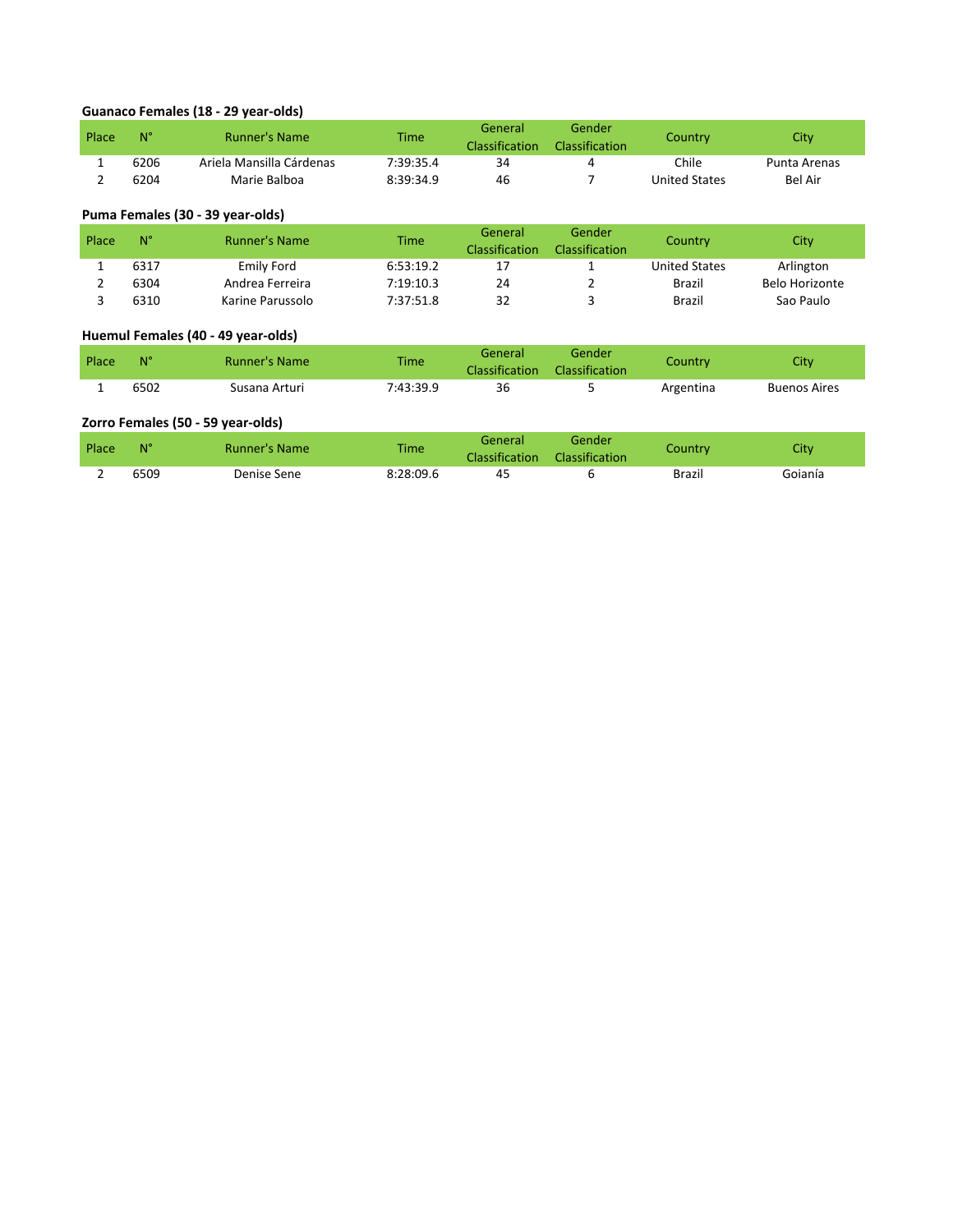**Guanaco Females (18 - 29 year-olds)**

| Place | N° | Runner's Name | Time | General Classification | Gender Classification | Country | City |
|---|---|---|---|---|---|---|---|
| 1 | 6206 | Ariela Mansilla Cárdenas | 7:39:35.4 | 34 | 4 | Chile | Punta Arenas |
| 2 | 6204 | Marie Balboa | 8:39:34.9 | 46 | 7 | United States | Bel Air |

**Puma Females (30 - 39 year-olds)**

| Place | N° | Runner's Name | Time | General Classification | Gender Classification | Country | City |
|---|---|---|---|---|---|---|---|
| 1 | 6317 | Emily Ford | 6:53:19.2 | 17 | 1 | United States | Arlington |
| 2 | 6304 | Andrea Ferreira | 7:19:10.3 | 24 | 2 | Brazil | Belo Horizonte |
| 3 | 6310 | Karine Parussolo | 7:37:51.8 | 32 | 3 | Brazil | Sao Paulo |

**Huemul Females (40 - 49 year-olds)**

| Place | N° | Runner's Name | Time | General Classification | Gender Classification | Country | City |
|---|---|---|---|---|---|---|---|
| 1 | 6502 | Susana Arturi | 7:43:39.9 | 36 | 5 | Argentina | Buenos Aires |

**Zorro Females (50 - 59 year-olds)**

| Place | N° | Runner's Name | Time | General Classification | Gender Classification | Country | City |
|---|---|---|---|---|---|---|---|
| 2 | 6509 | Denise Sene | 8:28:09.6 | 45 | 6 | Brazil | Goianía |